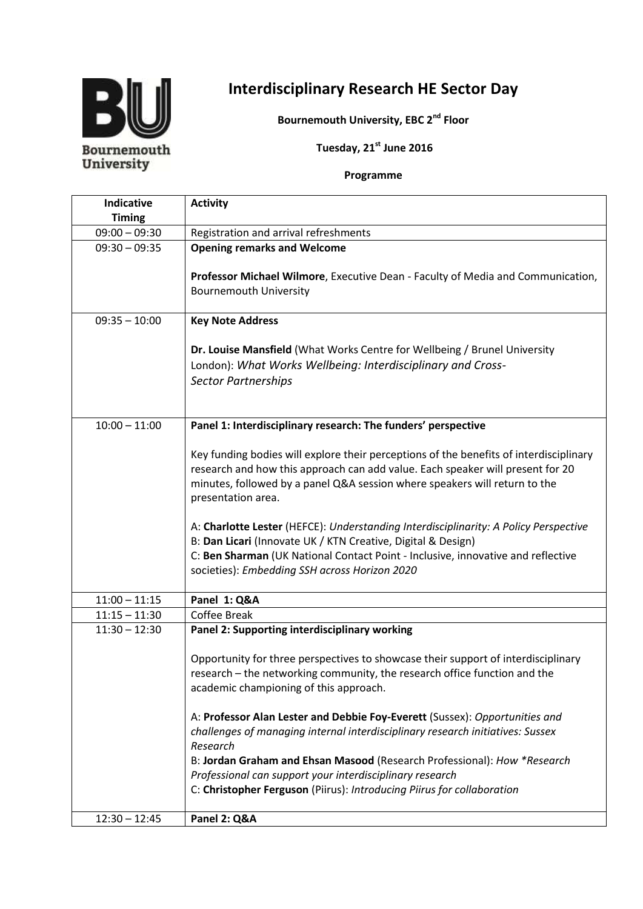# Interdisciplinary Research HE Sector Day

**Bournemouth University, EBC 2nd Floor**

**Tuesday, 21st June 2016**

**Programme**

| Indicative Timing | Activity |
|---|---|
| 09:00 – 09:30 | Registration and arrival refreshments |
| 09:30 – 09:35 | **Opening remarks and Welcome**<br><br>**Professor Michael Wilmore**, Executive Dean - Faculty of Media and Communication, Bournemouth University |
| 09:35 – 10:00 | **Key Note Address**<br><br>**Dr. Louise Mansfield** (What Works Centre for Wellbeing / Brunel University London): *What Works Wellbeing: Interdisciplinary and Cross-Sector Partnerships* |
| 10:00 – 11:00 | **Panel 1: Interdisciplinary research: The funders' perspective**<br><br>Key funding bodies will explore their perceptions of the benefits of interdisciplinary research and how this approach can add value. Each speaker will present for 20 minutes, followed by a panel Q&A session where speakers will return to the presentation area.<br><br>A: **Charlotte Lester** (HEFCE): *Understanding Interdisciplinarity: A Policy Perspective*<br>B: **Dan Licari** (Innovate UK / KTN Creative, Digital & Design)<br>C: **Ben Sharman** (UK National Contact Point - Inclusive, innovative and reflective societies): *Embedding SSH across Horizon 2020* |
| 11:00 – 11:15 | **Panel 1: Q&A** |
| 11:15 – 11:30 | Coffee Break |
| 11:30 – 12:30 | **Panel 2: Supporting interdisciplinary working**<br><br>Opportunity for three perspectives to showcase their support of interdisciplinary research – the networking community, the research office function and the academic championing of this approach.<br><br>A: **Professor Alan Lester and Debbie Foy-Everett** (Sussex): *Opportunities and challenges of managing internal interdisciplinary research initiatives: Sussex Research*<br>B: **Jordan Graham and Ehsan Masood** (Research Professional): *How *Research Professional can support your interdisciplinary research*<br>C: **Christopher Ferguson** (Piirus): *Introducing Piirus for collaboration* |
| 12:30 – 12:45 | **Panel 2: Q&A** |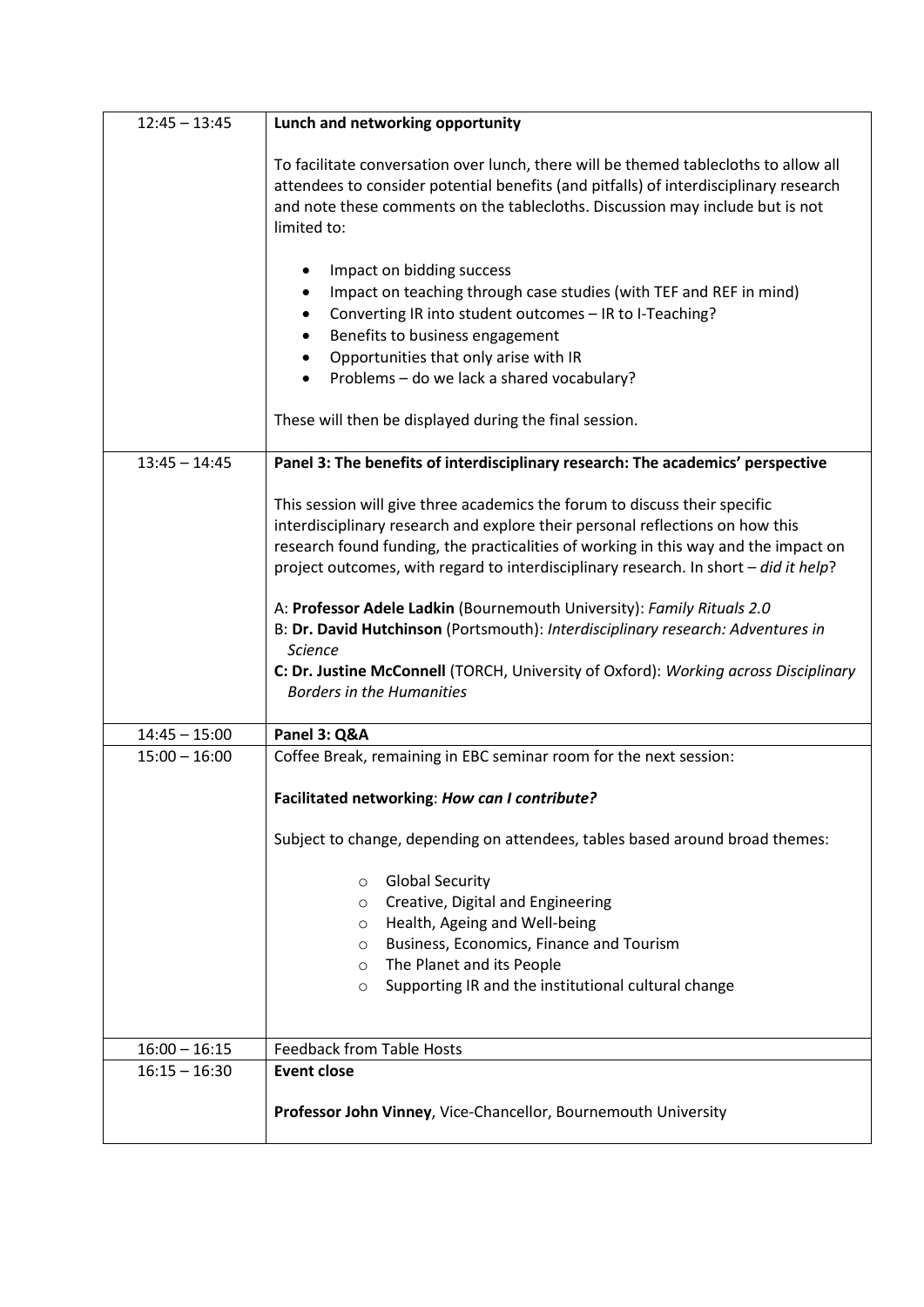| | |
|---|---|
| 12:45 – 13:45 | **Lunch and networking opportunity**<br><br>To facilitate conversation over lunch, there will be themed tablecloths to allow all attendees to consider potential benefits (and pitfalls) of interdisciplinary research and note these comments on the tablecloths. Discussion may include but is not limited to:<br><br>• Impact on bidding success<br>• Impact on teaching through case studies (with TEF and REF in mind)<br>• Converting IR into student outcomes – IR to I-Teaching?<br>• Benefits to business engagement<br>• Opportunities that only arise with IR<br>• Problems – do we lack a shared vocabulary?<br><br>These will then be displayed during the final session. |
| 13:45 – 14:45 | **Panel 3: The benefits of interdisciplinary research: The academics' perspective**<br><br>This session will give three academics the forum to discuss their specific interdisciplinary research and explore their personal reflections on how this research found funding, the practicalities of working in this way and the impact on project outcomes, with regard to interdisciplinary research. In short – *did it help*?<br><br>A: **Professor Adele Ladkin** (Bournemouth University): *Family Rituals 2.0*<br>B: **Dr. David Hutchinson** (Portsmouth): *Interdisciplinary research: Adventures in Science*<br>**C: Dr. Justine McConnell** (TORCH, University of Oxford): *Working across Disciplinary Borders in the Humanities* |
| 14:45 – 15:00 | **Panel 3: Q&A** |
| 15:00 – 16:00 | Coffee Break, remaining in EBC seminar room for the next session:<br><br>**Facilitated networking**: ***How can I contribute?***<br><br>Subject to change, depending on attendees, tables based around broad themes:<br><br>○ Global Security<br>○ Creative, Digital and Engineering<br>○ Health, Ageing and Well-being<br>○ Business, Economics, Finance and Tourism<br>○ The Planet and its People<br>○ Supporting IR and the institutional cultural change |
| 16:00 – 16:15 | Feedback from Table Hosts |
| 16:15 – 16:30 | **Event close**<br><br>**Professor John Vinney**, Vice-Chancellor, Bournemouth University |